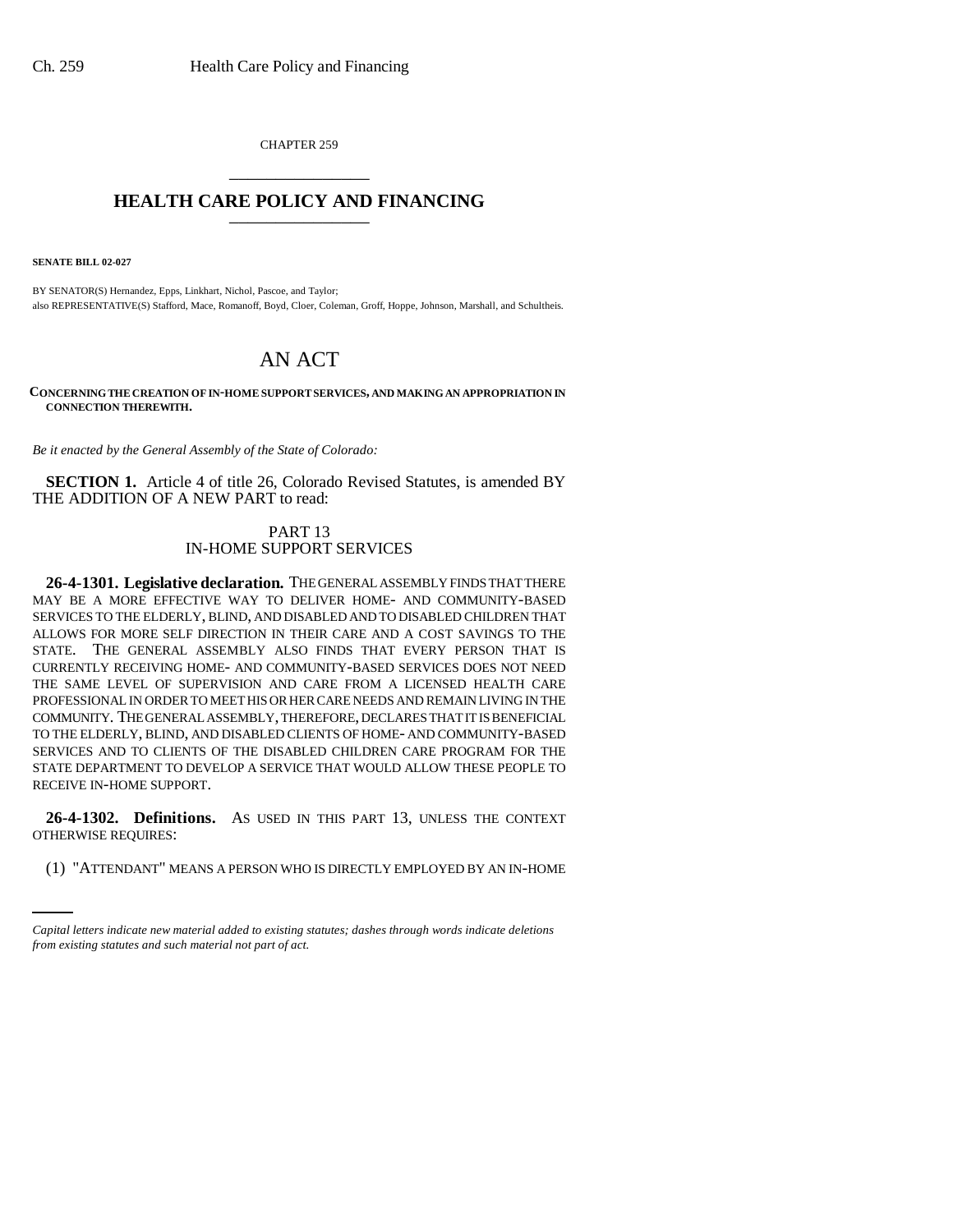CHAPTER 259

# HEALTH CARE POLICY AND FINANCING

**SENATE BILL 02-027**

BY SENATOR(S) Hernandez, Epps, Linkhart, Nichol, Pascoe, and Taylor;
also REPRESENTATIVE(S) Stafford, Mace, Romanoff, Boyd, Cloer, Coleman, Groff, Hoppe, Johnson, Marshall, and Schultheis.

# AN ACT

**CONCERNING THE CREATION OF IN-HOME SUPPORT SERVICES, AND MAKING AN APPROPRIATION IN CONNECTION THEREWITH.**

*Be it enacted by the General Assembly of the State of Colorado:*

**SECTION 1.** Article 4 of title 26, Colorado Revised Statutes, is amended BY THE ADDITION OF A NEW PART to read:

PART 13
IN-HOME SUPPORT SERVICES

**26-4-1301. Legislative declaration.** THE GENERAL ASSEMBLY FINDS THAT THERE MAY BE A MORE EFFECTIVE WAY TO DELIVER HOME- AND COMMUNITY-BASED SERVICES TO THE ELDERLY, BLIND, AND DISABLED AND TO DISABLED CHILDREN THAT ALLOWS FOR MORE SELF DIRECTION IN THEIR CARE AND A COST SAVINGS TO THE STATE. THE GENERAL ASSEMBLY ALSO FINDS THAT EVERY PERSON THAT IS CURRENTLY RECEIVING HOME- AND COMMUNITY-BASED SERVICES DOES NOT NEED THE SAME LEVEL OF SUPERVISION AND CARE FROM A LICENSED HEALTH CARE PROFESSIONAL IN ORDER TO MEET HIS OR HER CARE NEEDS AND REMAIN LIVING IN THE COMMUNITY. THE GENERAL ASSEMBLY, THEREFORE, DECLARES THAT IT IS BENEFICIAL TO THE ELDERLY, BLIND, AND DISABLED CLIENTS OF HOME- AND COMMUNITY-BASED SERVICES AND TO CLIENTS OF THE DISABLED CHILDREN CARE PROGRAM FOR THE STATE DEPARTMENT TO DEVELOP A SERVICE THAT WOULD ALLOW THESE PEOPLE TO RECEIVE IN-HOME SUPPORT.

**26-4-1302. Definitions.** AS USED IN THIS PART 13, UNLESS THE CONTEXT OTHERWISE REQUIRES:

(1) "ATTENDANT" MEANS A PERSON WHO IS DIRECTLY EMPLOYED BY AN IN-HOME

*Capital letters indicate new material added to existing statutes; dashes through words indicate deletions from existing statutes and such material not part of act.*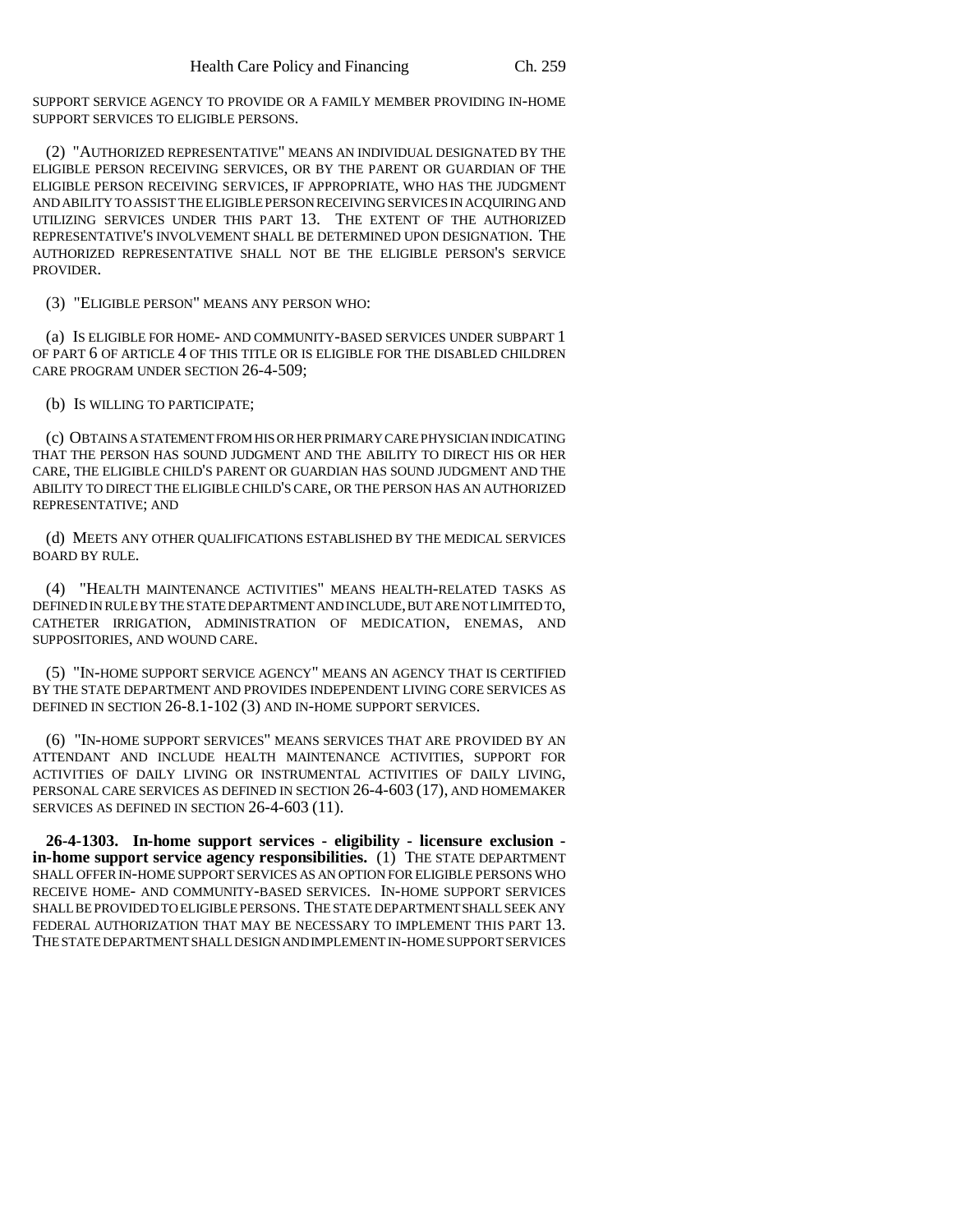SUPPORT SERVICE AGENCY TO PROVIDE OR A FAMILY MEMBER PROVIDING IN-HOME SUPPORT SERVICES TO ELIGIBLE PERSONS.

(2) "AUTHORIZED REPRESENTATIVE" MEANS AN INDIVIDUAL DESIGNATED BY THE ELIGIBLE PERSON RECEIVING SERVICES, OR BY THE PARENT OR GUARDIAN OF THE ELIGIBLE PERSON RECEIVING SERVICES, IF APPROPRIATE, WHO HAS THE JUDGMENT AND ABILITY TO ASSIST THE ELIGIBLE PERSON RECEIVING SERVICES IN ACQUIRING AND UTILIZING SERVICES UNDER THIS PART 13. THE EXTENT OF THE AUTHORIZED REPRESENTATIVE'S INVOLVEMENT SHALL BE DETERMINED UPON DESIGNATION. THE AUTHORIZED REPRESENTATIVE SHALL NOT BE THE ELIGIBLE PERSON'S SERVICE PROVIDER.

(3) "ELIGIBLE PERSON" MEANS ANY PERSON WHO:

(a) IS ELIGIBLE FOR HOME- AND COMMUNITY-BASED SERVICES UNDER SUBPART 1 OF PART 6 OF ARTICLE 4 OF THIS TITLE OR IS ELIGIBLE FOR THE DISABLED CHILDREN CARE PROGRAM UNDER SECTION 26-4-509;

(b) IS WILLING TO PARTICIPATE;

(c) OBTAINS A STATEMENT FROM HIS OR HER PRIMARY CARE PHYSICIAN INDICATING THAT THE PERSON HAS SOUND JUDGMENT AND THE ABILITY TO DIRECT HIS OR HER CARE, THE ELIGIBLE CHILD'S PARENT OR GUARDIAN HAS SOUND JUDGMENT AND THE ABILITY TO DIRECT THE ELIGIBLE CHILD'S CARE, OR THE PERSON HAS AN AUTHORIZED REPRESENTATIVE; AND

(d) MEETS ANY OTHER QUALIFICATIONS ESTABLISHED BY THE MEDICAL SERVICES BOARD BY RULE.

(4) "HEALTH MAINTENANCE ACTIVITIES" MEANS HEALTH-RELATED TASKS AS DEFINED IN RULE BY THE STATE DEPARTMENT AND INCLUDE, BUT ARE NOT LIMITED TO, CATHETER IRRIGATION, ADMINISTRATION OF MEDICATION, ENEMAS, AND SUPPOSITORIES, AND WOUND CARE.

(5) "IN-HOME SUPPORT SERVICE AGENCY" MEANS AN AGENCY THAT IS CERTIFIED BY THE STATE DEPARTMENT AND PROVIDES INDEPENDENT LIVING CORE SERVICES AS DEFINED IN SECTION 26-8.1-102 (3) AND IN-HOME SUPPORT SERVICES.

(6) "IN-HOME SUPPORT SERVICES" MEANS SERVICES THAT ARE PROVIDED BY AN ATTENDANT AND INCLUDE HEALTH MAINTENANCE ACTIVITIES, SUPPORT FOR ACTIVITIES OF DAILY LIVING OR INSTRUMENTAL ACTIVITIES OF DAILY LIVING, PERSONAL CARE SERVICES AS DEFINED IN SECTION 26-4-603 (17), AND HOMEMAKER SERVICES AS DEFINED IN SECTION 26-4-603 (11).

**26-4-1303. In-home support services - eligibility - licensure exclusion - in-home support service agency responsibilities.** (1) THE STATE DEPARTMENT SHALL OFFER IN-HOME SUPPORT SERVICES AS AN OPTION FOR ELIGIBLE PERSONS WHO RECEIVE HOME- AND COMMUNITY-BASED SERVICES. IN-HOME SUPPORT SERVICES SHALL BE PROVIDED TO ELIGIBLE PERSONS. THE STATE DEPARTMENT SHALL SEEK ANY FEDERAL AUTHORIZATION THAT MAY BE NECESSARY TO IMPLEMENT THIS PART 13. THE STATE DEPARTMENT SHALL DESIGN AND IMPLEMENT IN-HOME SUPPORT SERVICES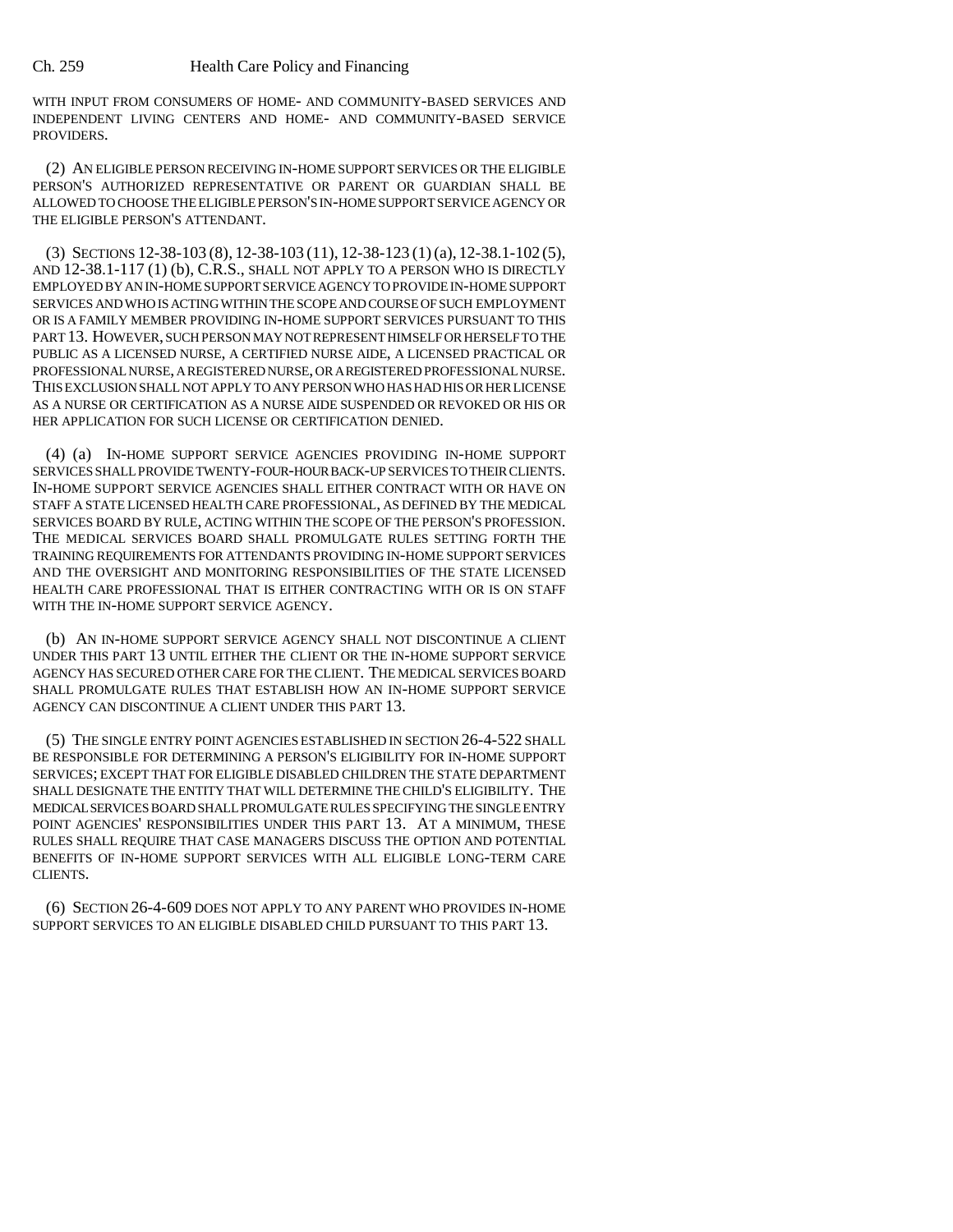WITH INPUT FROM CONSUMERS OF HOME- AND COMMUNITY-BASED SERVICES AND INDEPENDENT LIVING CENTERS AND HOME- AND COMMUNITY-BASED SERVICE PROVIDERS.

(2) AN ELIGIBLE PERSON RECEIVING IN-HOME SUPPORT SERVICES OR THE ELIGIBLE PERSON'S AUTHORIZED REPRESENTATIVE OR PARENT OR GUARDIAN SHALL BE ALLOWED TO CHOOSE THE ELIGIBLE PERSON'S IN-HOME SUPPORT SERVICE AGENCY OR THE ELIGIBLE PERSON'S ATTENDANT.

(3) SECTIONS 12-38-103 (8), 12-38-103 (11), 12-38-123 (1) (a), 12-38.1-102 (5), AND 12-38.1-117 (1) (b), C.R.S., SHALL NOT APPLY TO A PERSON WHO IS DIRECTLY EMPLOYED BY AN IN-HOME SUPPORT SERVICE AGENCY TO PROVIDE IN-HOME SUPPORT SERVICES AND WHO IS ACTING WITHIN THE SCOPE AND COURSE OF SUCH EMPLOYMENT OR IS A FAMILY MEMBER PROVIDING IN-HOME SUPPORT SERVICES PURSUANT TO THIS PART 13. HOWEVER, SUCH PERSON MAY NOT REPRESENT HIMSELF OR HERSELF TO THE PUBLIC AS A LICENSED NURSE, A CERTIFIED NURSE AIDE, A LICENSED PRACTICAL OR PROFESSIONAL NURSE, A REGISTERED NURSE, OR A REGISTERED PROFESSIONAL NURSE. THIS EXCLUSION SHALL NOT APPLY TO ANY PERSON WHO HAS HAD HIS OR HER LICENSE AS A NURSE OR CERTIFICATION AS A NURSE AIDE SUSPENDED OR REVOKED OR HIS OR HER APPLICATION FOR SUCH LICENSE OR CERTIFICATION DENIED.

(4) (a) IN-HOME SUPPORT SERVICE AGENCIES PROVIDING IN-HOME SUPPORT SERVICES SHALL PROVIDE TWENTY-FOUR-HOUR BACK-UP SERVICES TO THEIR CLIENTS. IN-HOME SUPPORT SERVICE AGENCIES SHALL EITHER CONTRACT WITH OR HAVE ON STAFF A STATE LICENSED HEALTH CARE PROFESSIONAL, AS DEFINED BY THE MEDICAL SERVICES BOARD BY RULE, ACTING WITHIN THE SCOPE OF THE PERSON'S PROFESSION. THE MEDICAL SERVICES BOARD SHALL PROMULGATE RULES SETTING FORTH THE TRAINING REQUIREMENTS FOR ATTENDANTS PROVIDING IN-HOME SUPPORT SERVICES AND THE OVERSIGHT AND MONITORING RESPONSIBILITIES OF THE STATE LICENSED HEALTH CARE PROFESSIONAL THAT IS EITHER CONTRACTING WITH OR IS ON STAFF WITH THE IN-HOME SUPPORT SERVICE AGENCY.

(b) AN IN-HOME SUPPORT SERVICE AGENCY SHALL NOT DISCONTINUE A CLIENT UNDER THIS PART 13 UNTIL EITHER THE CLIENT OR THE IN-HOME SUPPORT SERVICE AGENCY HAS SECURED OTHER CARE FOR THE CLIENT. THE MEDICAL SERVICES BOARD SHALL PROMULGATE RULES THAT ESTABLISH HOW AN IN-HOME SUPPORT SERVICE AGENCY CAN DISCONTINUE A CLIENT UNDER THIS PART 13.

(5) THE SINGLE ENTRY POINT AGENCIES ESTABLISHED IN SECTION 26-4-522 SHALL BE RESPONSIBLE FOR DETERMINING A PERSON'S ELIGIBILITY FOR IN-HOME SUPPORT SERVICES; EXCEPT THAT FOR ELIGIBLE DISABLED CHILDREN THE STATE DEPARTMENT SHALL DESIGNATE THE ENTITY THAT WILL DETERMINE THE CHILD'S ELIGIBILITY. THE MEDICAL SERVICES BOARD SHALL PROMULGATE RULES SPECIFYING THE SINGLE ENTRY POINT AGENCIES' RESPONSIBILITIES UNDER THIS PART 13. AT A MINIMUM, THESE RULES SHALL REQUIRE THAT CASE MANAGERS DISCUSS THE OPTION AND POTENTIAL BENEFITS OF IN-HOME SUPPORT SERVICES WITH ALL ELIGIBLE LONG-TERM CARE CLIENTS.

(6) SECTION 26-4-609 DOES NOT APPLY TO ANY PARENT WHO PROVIDES IN-HOME SUPPORT SERVICES TO AN ELIGIBLE DISABLED CHILD PURSUANT TO THIS PART 13.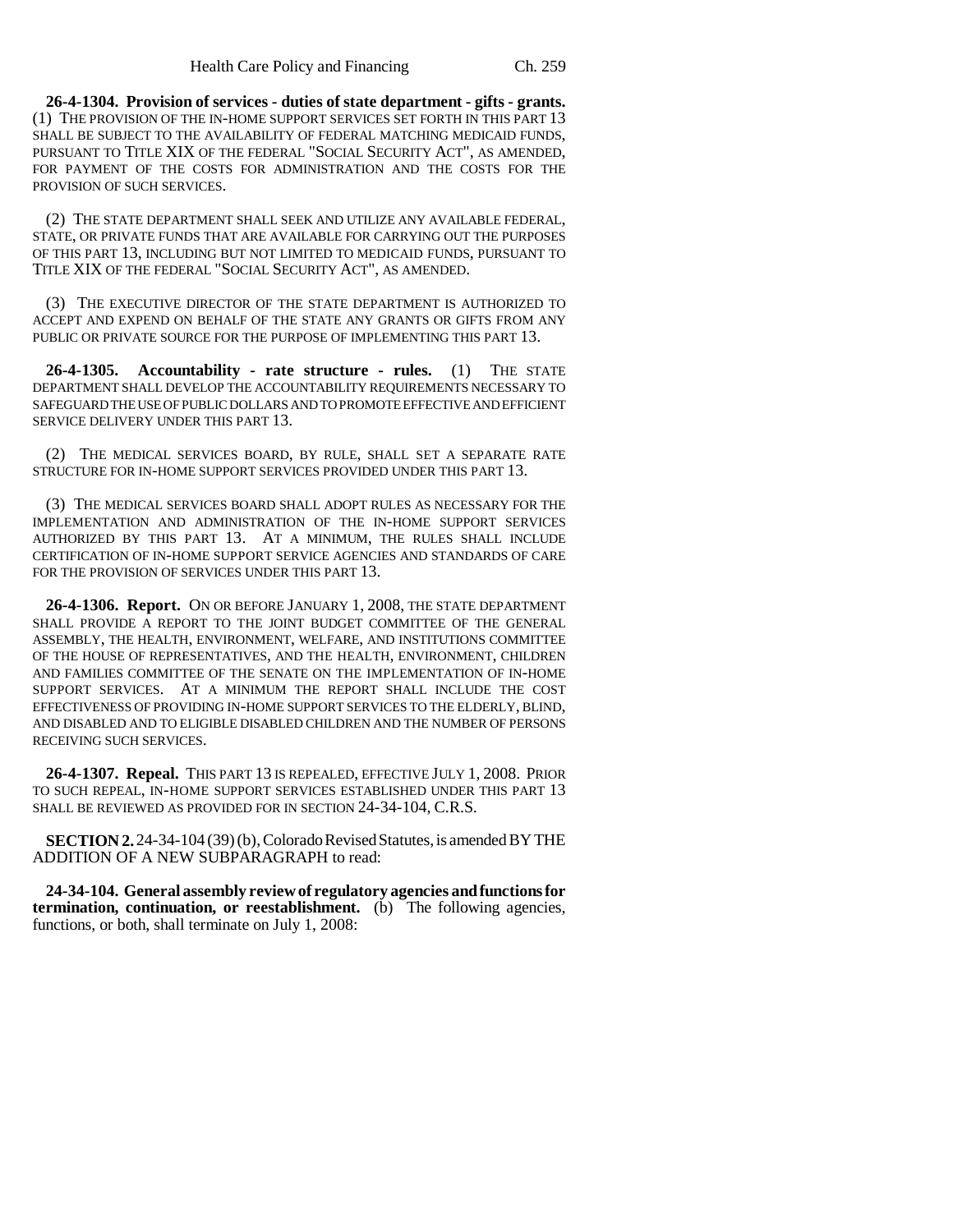**26-4-1304. Provision of services - duties of state department - gifts - grants.** (1) THE PROVISION OF THE IN-HOME SUPPORT SERVICES SET FORTH IN THIS PART 13 SHALL BE SUBJECT TO THE AVAILABILITY OF FEDERAL MATCHING MEDICAID FUNDS, PURSUANT TO TITLE XIX OF THE FEDERAL "SOCIAL SECURITY ACT", AS AMENDED, FOR PAYMENT OF THE COSTS FOR ADMINISTRATION AND THE COSTS FOR THE PROVISION OF SUCH SERVICES.

(2) THE STATE DEPARTMENT SHALL SEEK AND UTILIZE ANY AVAILABLE FEDERAL, STATE, OR PRIVATE FUNDS THAT ARE AVAILABLE FOR CARRYING OUT THE PURPOSES OF THIS PART 13, INCLUDING BUT NOT LIMITED TO MEDICAID FUNDS, PURSUANT TO TITLE XIX OF THE FEDERAL "SOCIAL SECURITY ACT", AS AMENDED.

(3) THE EXECUTIVE DIRECTOR OF THE STATE DEPARTMENT IS AUTHORIZED TO ACCEPT AND EXPEND ON BEHALF OF THE STATE ANY GRANTS OR GIFTS FROM ANY PUBLIC OR PRIVATE SOURCE FOR THE PURPOSE OF IMPLEMENTING THIS PART 13.

**26-4-1305. Accountability - rate structure - rules.** (1) THE STATE DEPARTMENT SHALL DEVELOP THE ACCOUNTABILITY REQUIREMENTS NECESSARY TO SAFEGUARD THE USE OF PUBLIC DOLLARS AND TO PROMOTE EFFECTIVE AND EFFICIENT SERVICE DELIVERY UNDER THIS PART 13.

(2) THE MEDICAL SERVICES BOARD, BY RULE, SHALL SET A SEPARATE RATE STRUCTURE FOR IN-HOME SUPPORT SERVICES PROVIDED UNDER THIS PART 13.

(3) THE MEDICAL SERVICES BOARD SHALL ADOPT RULES AS NECESSARY FOR THE IMPLEMENTATION AND ADMINISTRATION OF THE IN-HOME SUPPORT SERVICES AUTHORIZED BY THIS PART 13. AT A MINIMUM, THE RULES SHALL INCLUDE CERTIFICATION OF IN-HOME SUPPORT SERVICE AGENCIES AND STANDARDS OF CARE FOR THE PROVISION OF SERVICES UNDER THIS PART 13.

**26-4-1306. Report.** ON OR BEFORE JANUARY 1, 2008, THE STATE DEPARTMENT SHALL PROVIDE A REPORT TO THE JOINT BUDGET COMMITTEE OF THE GENERAL ASSEMBLY, THE HEALTH, ENVIRONMENT, WELFARE, AND INSTITUTIONS COMMITTEE OF THE HOUSE OF REPRESENTATIVES, AND THE HEALTH, ENVIRONMENT, CHILDREN AND FAMILIES COMMITTEE OF THE SENATE ON THE IMPLEMENTATION OF IN-HOME SUPPORT SERVICES. AT A MINIMUM THE REPORT SHALL INCLUDE THE COST EFFECTIVENESS OF PROVIDING IN-HOME SUPPORT SERVICES TO THE ELDERLY, BLIND, AND DISABLED AND TO ELIGIBLE DISABLED CHILDREN AND THE NUMBER OF PERSONS RECEIVING SUCH SERVICES.

**26-4-1307. Repeal.** THIS PART 13 IS REPEALED, EFFECTIVE JULY 1, 2008. PRIOR TO SUCH REPEAL, IN-HOME SUPPORT SERVICES ESTABLISHED UNDER THIS PART 13 SHALL BE REVIEWED AS PROVIDED FOR IN SECTION 24-34-104, C.R.S.

**SECTION 2.** 24-34-104 (39) (b), Colorado Revised Statutes, is amended BY THE ADDITION OF A NEW SUBPARAGRAPH to read:

**24-34-104. General assembly review of regulatory agencies and functions for termination, continuation, or reestablishment.** (b) The following agencies, functions, or both, shall terminate on July 1, 2008: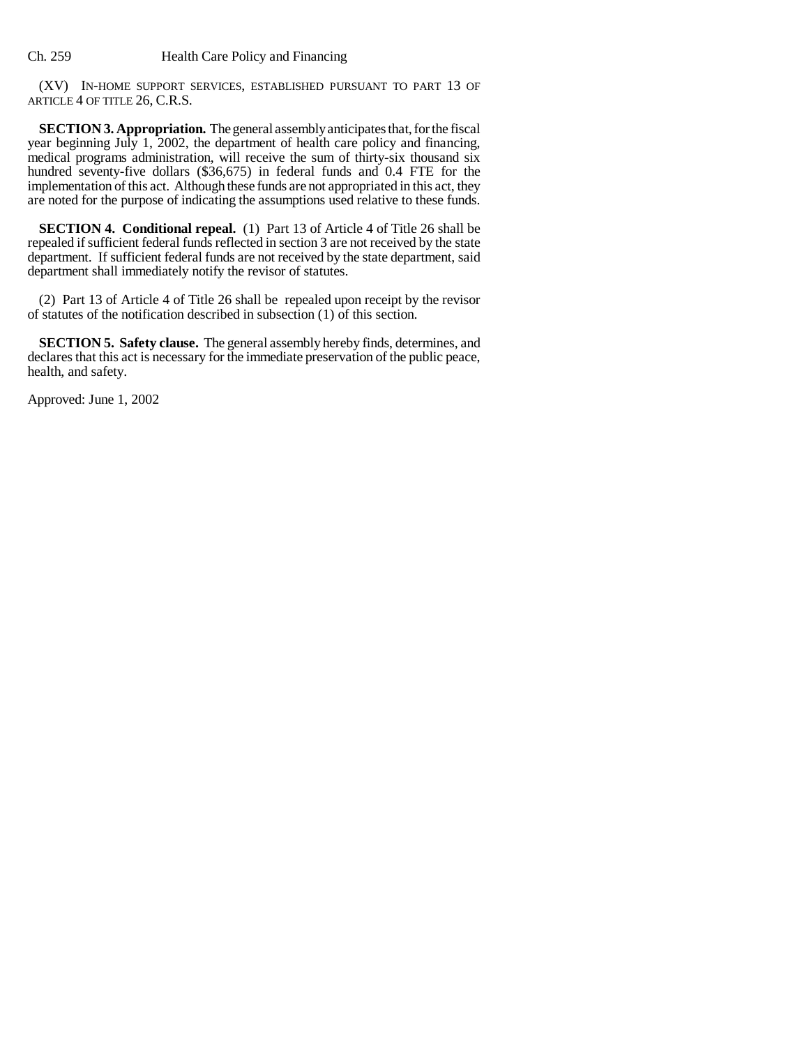(XV) IN-HOME SUPPORT SERVICES, ESTABLISHED PURSUANT TO PART 13 OF ARTICLE 4 OF TITLE 26, C.R.S.

**SECTION 3. Appropriation.** The general assembly anticipates that, for the fiscal year beginning July 1, 2002, the department of health care policy and financing, medical programs administration, will receive the sum of thirty-six thousand six hundred seventy-five dollars ($36,675) in federal funds and 0.4 FTE for the implementation of this act. Although these funds are not appropriated in this act, they are noted for the purpose of indicating the assumptions used relative to these funds.

**SECTION 4. Conditional repeal.** (1) Part 13 of Article 4 of Title 26 shall be repealed if sufficient federal funds reflected in section 3 are not received by the state department. If sufficient federal funds are not received by the state department, said department shall immediately notify the revisor of statutes.

(2) Part 13 of Article 4 of Title 26 shall be repealed upon receipt by the revisor of statutes of the notification described in subsection (1) of this section.

**SECTION 5. Safety clause.** The general assembly hereby finds, determines, and declares that this act is necessary for the immediate preservation of the public peace, health, and safety.

Approved: June 1, 2002